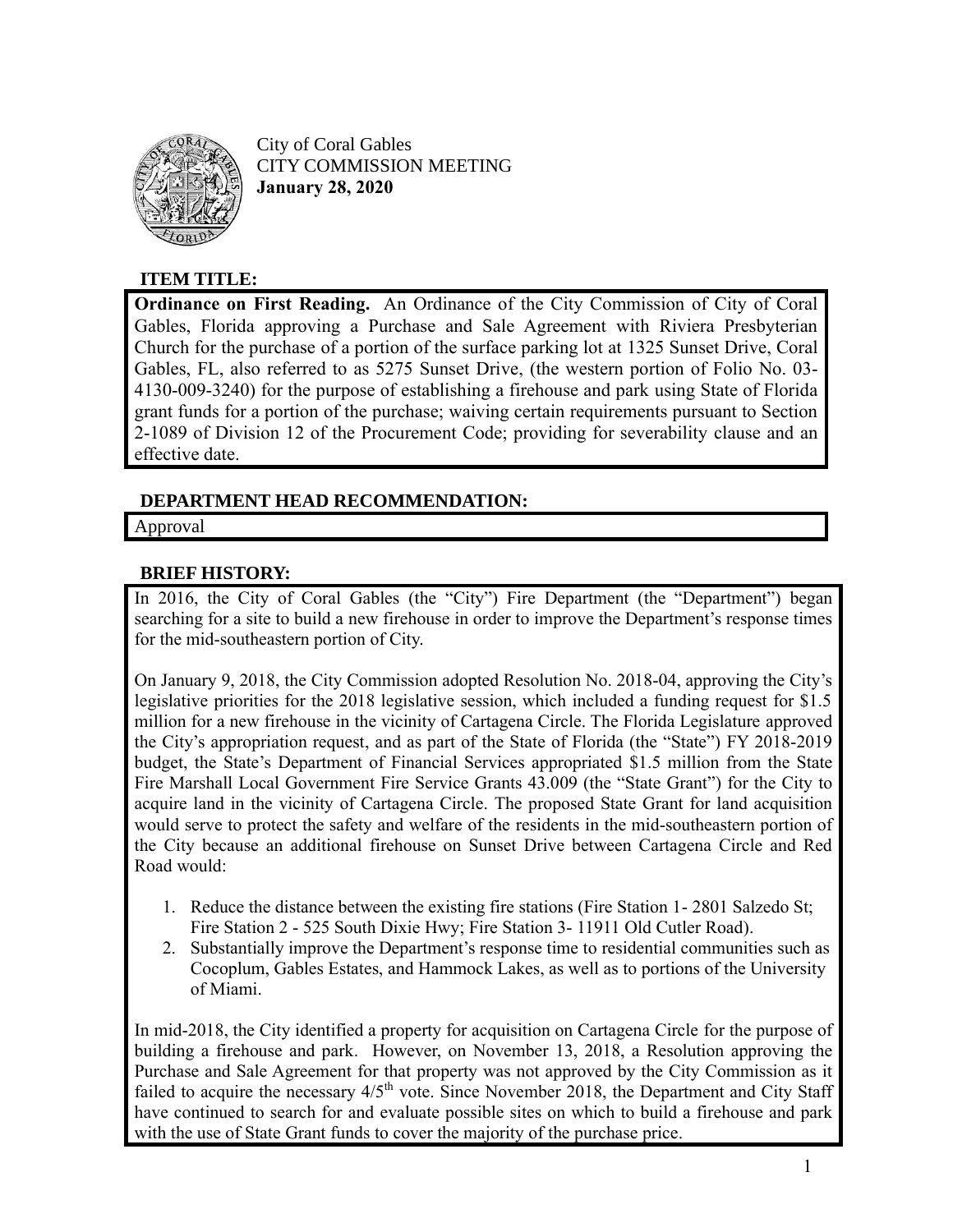City of Coral Gables
CITY COMMISSION MEETING
**January 28, 2020**

## ITEM TITLE:

**Ordinance on First Reading.** An Ordinance of the City Commission of City of Coral Gables, Florida approving a Purchase and Sale Agreement with Riviera Presbyterian Church for the purchase of a portion of the surface parking lot at 1325 Sunset Drive, Coral Gables, FL, also referred to as 5275 Sunset Drive, (the western portion of Folio No. 03-4130-009-3240) for the purpose of establishing a firehouse and park using State of Florida grant funds for a portion of the purchase; waiving certain requirements pursuant to Section 2-1089 of Division 12 of the Procurement Code; providing for severability clause and an effective date.

## DEPARTMENT HEAD RECOMMENDATION:

Approval

## BRIEF HISTORY:

In 2016, the City of Coral Gables (the "City") Fire Department (the "Department") began searching for a site to build a new firehouse in order to improve the Department's response times for the mid-southeastern portion of City.

On January 9, 2018, the City Commission adopted Resolution No. 2018-04, approving the City's legislative priorities for the 2018 legislative session, which included a funding request for $1.5 million for a new firehouse in the vicinity of Cartagena Circle. The Florida Legislature approved the City's appropriation request, and as part of the State of Florida (the "State") FY 2018-2019 budget, the State's Department of Financial Services appropriated $1.5 million from the State Fire Marshall Local Government Fire Service Grants 43.009 (the "State Grant") for the City to acquire land in the vicinity of Cartagena Circle. The proposed State Grant for land acquisition would serve to protect the safety and welfare of the residents in the mid-southeastern portion of the City because an additional firehouse on Sunset Drive between Cartagena Circle and Red Road would:

1. Reduce the distance between the existing fire stations (Fire Station 1- 2801 Salzedo St; Fire Station 2 - 525 South Dixie Hwy; Fire Station 3- 11911 Old Cutler Road).
2. Substantially improve the Department's response time to residential communities such as Cocoplum, Gables Estates, and Hammock Lakes, as well as to portions of the University of Miami.

In mid-2018, the City identified a property for acquisition on Cartagena Circle for the purpose of building a firehouse and park. However, on November 13, 2018, a Resolution approving the Purchase and Sale Agreement for that property was not approved by the City Commission as it failed to acquire the necessary 4/5th vote. Since November 2018, the Department and City Staff have continued to search for and evaluate possible sites on which to build a firehouse and park with the use of State Grant funds to cover the majority of the purchase price.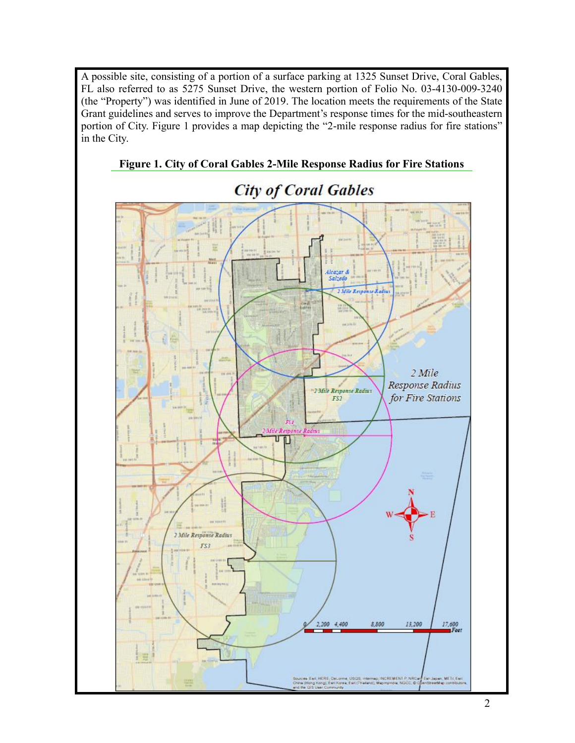A possible site, consisting of a portion of a surface parking at 1325 Sunset Drive, Coral Gables, FL also referred to as 5275 Sunset Drive, the western portion of Folio No. 03-4130-009-3240 (the "Property") was identified in June of 2019. The location meets the requirements of the State Grant guidelines and serves to improve the Department's response times for the mid-southeastern portion of City. Figure 1 provides a map depicting the "2-mile response radius for fire stations" in the City.

**Figure 1. City of Coral Gables 2-Mile Response Radius for Fire Stations**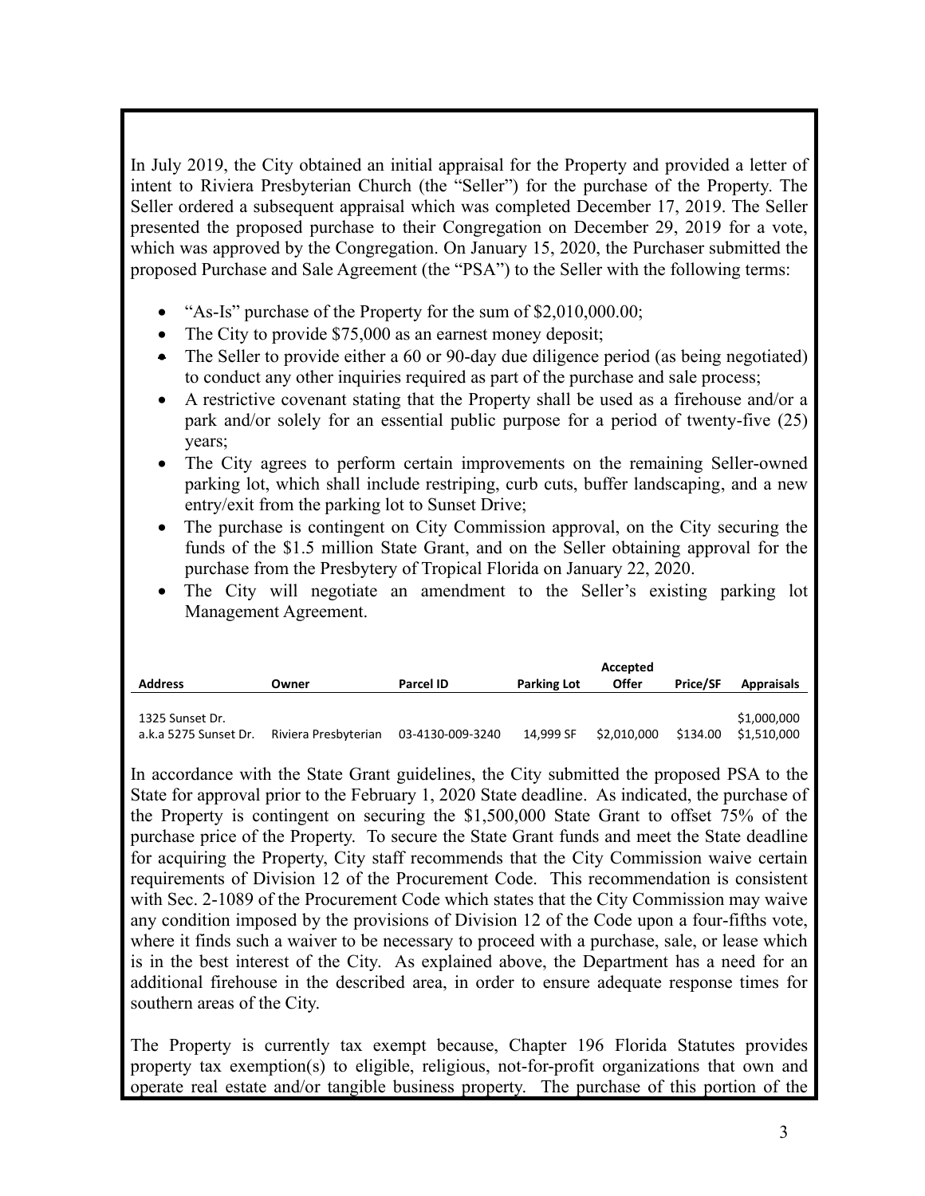In July 2019, the City obtained an initial appraisal for the Property and provided a letter of intent to Riviera Presbyterian Church (the "Seller") for the purchase of the Property. The Seller ordered a subsequent appraisal which was completed December 17, 2019. The Seller presented the proposed purchase to their Congregation on December 29, 2019 for a vote, which was approved by the Congregation. On January 15, 2020, the Purchaser submitted the proposed Purchase and Sale Agreement (the "PSA") to the Seller with the following terms:

- "As-Is" purchase of the Property for the sum of $2,010,000.00;
- The City to provide $75,000 as an earnest money deposit;
- The Seller to provide either a 60 or 90-day due diligence period (as being negotiated) to conduct any other inquiries required as part of the purchase and sale process;
- A restrictive covenant stating that the Property shall be used as a firehouse and/or a park and/or solely for an essential public purpose for a period of twenty-five (25) years;
- The City agrees to perform certain improvements on the remaining Seller-owned parking lot, which shall include restriping, curb cuts, buffer landscaping, and a new entry/exit from the parking lot to Sunset Drive;
- The purchase is contingent on City Commission approval, on the City securing the funds of the $1.5 million State Grant, and on the Seller obtaining approval for the purchase from the Presbytery of Tropical Florida on January 22, 2020.
- The City will negotiate an amendment to the Seller's existing parking lot Management Agreement.

| Address | Owner | Parcel ID | Parking Lot | Accepted Offer | Price/SF | Appraisals |
|---|---|---|---|---|---|---|
| 1325 Sunset Dr. a.k.a 5275 Sunset Dr. | Riviera Presbyterian | 03-4130-009-3240 | 14,999 SF | $2,010,000 | $134.00 | $1,000,000 $1,510,000 |

In accordance with the State Grant guidelines, the City submitted the proposed PSA to the State for approval prior to the February 1, 2020 State deadline. As indicated, the purchase of the Property is contingent on securing the $1,500,000 State Grant to offset 75% of the purchase price of the Property. To secure the State Grant funds and meet the State deadline for acquiring the Property, City staff recommends that the City Commission waive certain requirements of Division 12 of the Procurement Code. This recommendation is consistent with Sec. 2-1089 of the Procurement Code which states that the City Commission may waive any condition imposed by the provisions of Division 12 of the Code upon a four-fifths vote, where it finds such a waiver to be necessary to proceed with a purchase, sale, or lease which is in the best interest of the City. As explained above, the Department has a need for an additional firehouse in the described area, in order to ensure adequate response times for southern areas of the City.

The Property is currently tax exempt because, Chapter 196 Florida Statutes provides property tax exemption(s) to eligible, religious, not-for-profit organizations that own and operate real estate and/or tangible business property. The purchase of this portion of the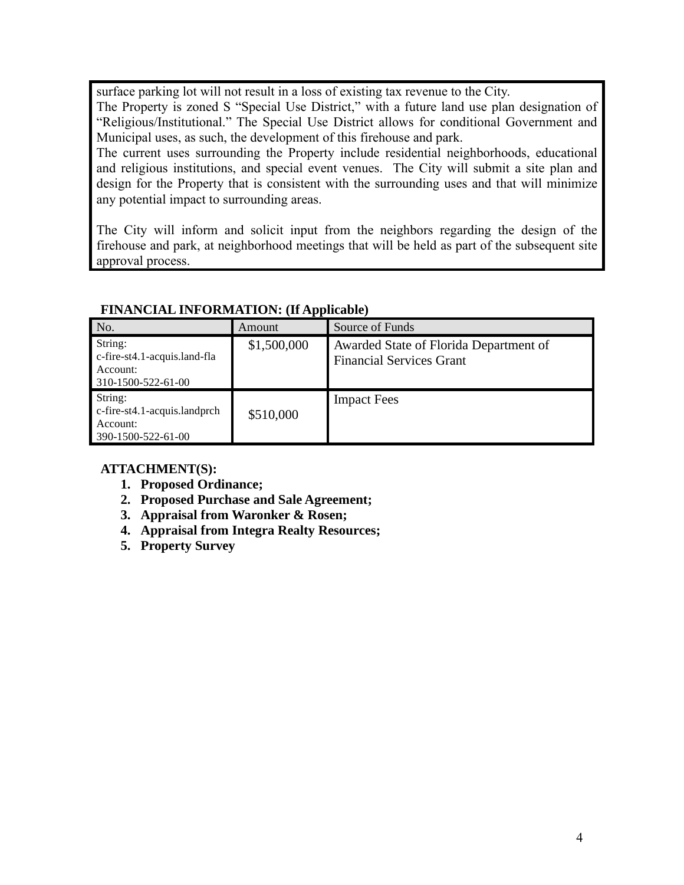surface parking lot will not result in a loss of existing tax revenue to the City.

The Property is zoned S “Special Use District,” with a future land use plan designation of “Religious/Institutional.” The Special Use District allows for conditional Government and Municipal uses, as such, the development of this firehouse and park.

The current uses surrounding the Property include residential neighborhoods, educational and religious institutions, and special event venues. The City will submit a site plan and design for the Property that is consistent with the surrounding uses and that will minimize any potential impact to surrounding areas.

The City will inform and solicit input from the neighbors regarding the design of the firehouse and park, at neighborhood meetings that will be held as part of the subsequent site approval process.

**FINANCIAL INFORMATION: (If Applicable)**

| No. | Amount | Source of Funds |
|---|---|---|
| String: c-fire-st4.1-acquis.land-fla Account: 310-1500-522-61-00 | $1,500,000 | Awarded State of Florida Department of Financial Services Grant |
| String: c-fire-st4.1-acquis.landprch Account: 390-1500-522-61-00 | $510,000 | Impact Fees |

**ATTACHMENT(S):**

1. **Proposed Ordinance;**
2. **Proposed Purchase and Sale Agreement;**
3. **Appraisal from Waronker & Rosen;**
4. **Appraisal from Integra Realty Resources;**
5. **Property Survey**